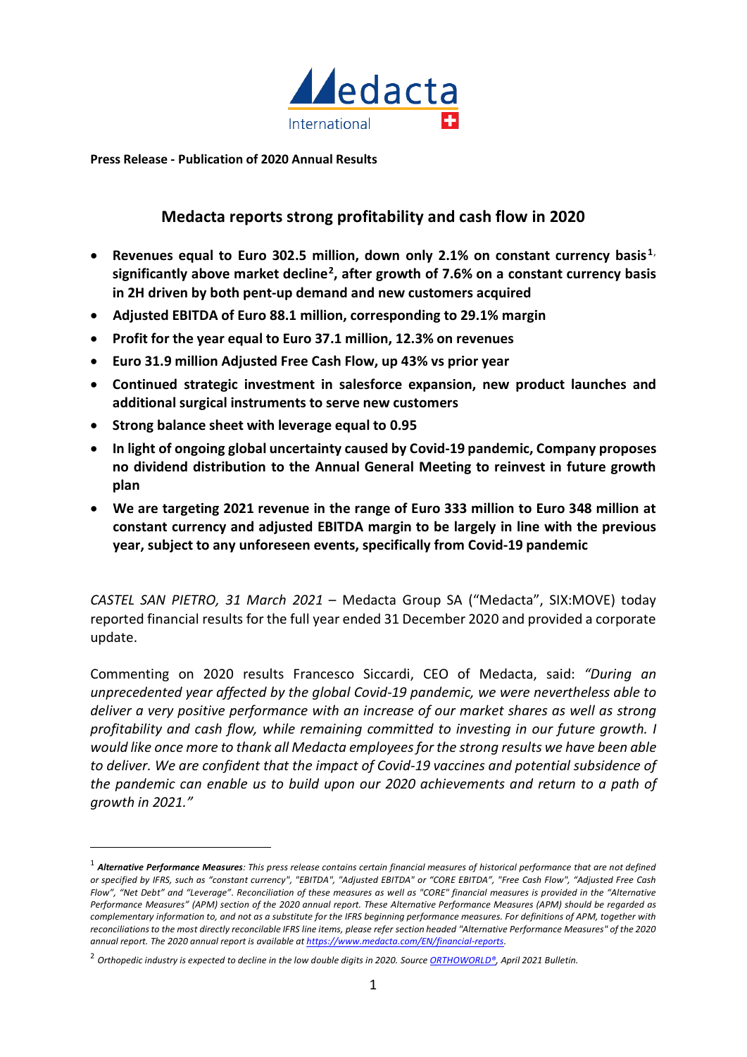**Press Release - Publication of 2020 Annual Results**

## Medacta reports strong profitability and cash flow in 2020

- **Revenues equal to Euro 302.5 million, down only 2.1% on constant currency basis[1], significantly above market decline[2], after growth of 7.6% on a constant currency basis in 2H driven by both pent-up demand and new customers acquired**
- **Adjusted EBITDA of Euro 88.1 million, corresponding to 29.1% margin**
- **Profit for the year equal to Euro 37.1 million, 12.3% on revenues**
- **Euro 31.9 million Adjusted Free Cash Flow, up 43% vs prior year**
- **Continued strategic investment in salesforce expansion, new product launches and additional surgical instruments to serve new customers**
- **Strong balance sheet with leverage equal to 0.95**
- **In light of ongoing global uncertainty caused by Covid-19 pandemic, Company proposes no dividend distribution to the Annual General Meeting to reinvest in future growth plan**
- **We are targeting 2021 revenue in the range of Euro 333 million to Euro 348 million at constant currency and adjusted EBITDA margin to be largely in line with the previous year, subject to any unforeseen events, specifically from Covid-19 pandemic**

*CASTEL SAN PIETRO, 31 March 2021* – Medacta Group SA ("Medacta", SIX:MOVE) today reported financial results for the full year ended 31 December 2020 and provided a corporate update.

Commenting on 2020 results Francesco Siccardi, CEO of Medacta, said: *"During an unprecedented year affected by the global Covid-19 pandemic, we were nevertheless able to deliver a very positive performance with an increase of our market shares as well as strong profitability and cash flow, while remaining committed to investing in our future growth. I would like once more to thank all Medacta employees for the strong results we have been able to deliver. We are confident that the impact of Covid-19 vaccines and potential subsidence of the pandemic can enable us to build upon our 2020 achievements and return to a path of growth in 2021."*

---

[1] ***Alternative Performance Measures****: This press release contains certain financial measures of historical performance that are not defined or specified by IFRS, such as "constant currency", "EBITDA", "Adjusted EBITDA" or "CORE EBITDA", "Free Cash Flow", "Adjusted Free Cash Flow", "Net Debt" and "Leverage". Reconciliation of these measures as well as "CORE" financial measures is provided in the "Alternative Performance Measures" (APM) section of the 2020 annual report. These Alternative Performance Measures (APM) should be regarded as complementary information to, and not as a substitute for the IFRS beginning performance measures. For definitions of APM, together with reconciliations to the most directly reconcilable IFRS line items, please refer section headed "Alternative Performance Measures" of the 2020 annual report. The 2020 annual report is available at https://www.medacta.com/EN/financial-reports.*

[2] *Orthopedic industry is expected to decline in the low double digits in 2020. Source ORTHOWORLD®, April 2021 Bulletin.*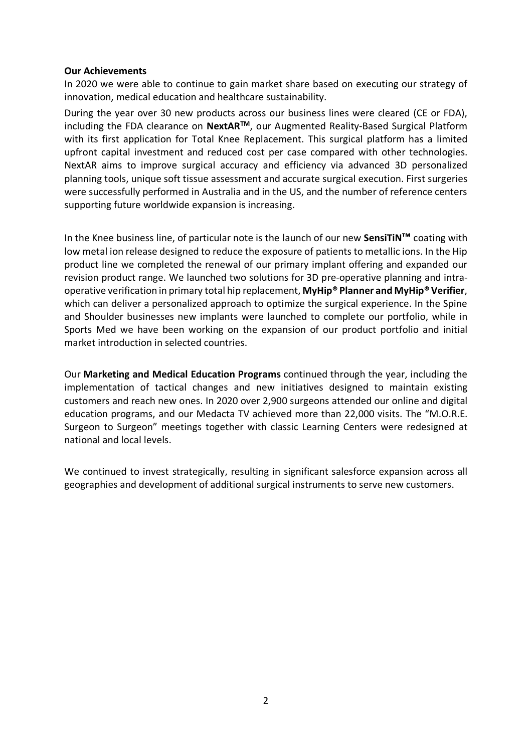**Our Achievements**

In 2020 we were able to continue to gain market share based on executing our strategy of innovation, medical education and healthcare sustainability.

During the year over 30 new products across our business lines were cleared (CE or FDA), including the FDA clearance on **NextAR™**, our Augmented Reality-Based Surgical Platform with its first application for Total Knee Replacement. This surgical platform has a limited upfront capital investment and reduced cost per case compared with other technologies. NextAR aims to improve surgical accuracy and efficiency via advanced 3D personalized planning tools, unique soft tissue assessment and accurate surgical execution. First surgeries were successfully performed in Australia and in the US, and the number of reference centers supporting future worldwide expansion is increasing.

In the Knee business line, of particular note is the launch of our new **SensiTiN™** coating with low metal ion release designed to reduce the exposure of patients to metallic ions. In the Hip product line we completed the renewal of our primary implant offering and expanded our revision product range. We launched two solutions for 3D pre-operative planning and intra-operative verification in primary total hip replacement, **MyHip® Planner and MyHip® Verifier**, which can deliver a personalized approach to optimize the surgical experience. In the Spine and Shoulder businesses new implants were launched to complete our portfolio, while in Sports Med we have been working on the expansion of our product portfolio and initial market introduction in selected countries.

Our **Marketing and Medical Education Programs** continued through the year, including the implementation of tactical changes and new initiatives designed to maintain existing customers and reach new ones. In 2020 over 2,900 surgeons attended our online and digital education programs, and our Medacta TV achieved more than 22,000 visits. The "M.O.R.E. Surgeon to Surgeon" meetings together with classic Learning Centers were redesigned at national and local levels.

We continued to invest strategically, resulting in significant salesforce expansion across all geographies and development of additional surgical instruments to serve new customers.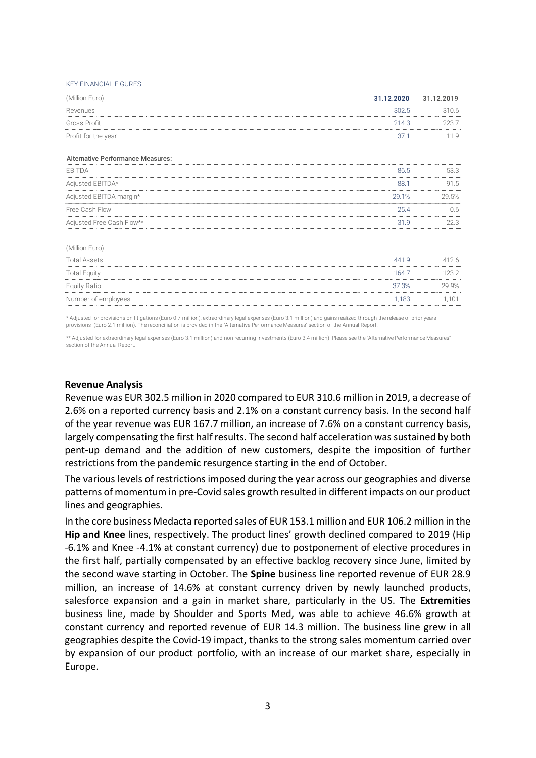KEY FINANCIAL FIGURES

| (Million Euro) | 31.12.2020 | 31.12.2019 |
|---|---|---|
| Revenues | 302.5 | 310.6 |
| Gross Profit | 214.3 | 223.7 |
| Profit for the year | 37.1 | 11.9 |
| **Alternative Performance Measures:** | | |
| EBITDA | 86.5 | 53.3 |
| Adjusted EBITDA* | 88.1 | 91.5 |
| Adjusted EBITDA margin* | 29.1% | 29.5% |
| Free Cash Flow | 25.4 | 0.6 |
| Adjusted Free Cash Flow** | 31.9 | 22.3 |

| (Million Euro) | | |
|---|---|---|
| Total Assets | 441.9 | 412.6 |
| Total Equity | 164.7 | 123.2 |
| Equity Ratio | 37.3% | 29.9% |
| Number of employees | 1,183 | 1,101 |

* Adjusted for provisions on litigations (Euro 0.7 million), extraordinary legal expenses (Euro 3.1 million) and gains realized through the release of prior years provisions (Euro 2.1 million). The reconciliation is provided in the "Alternative Performance Measures" section of the Annual Report.

** Adjusted for extraordinary legal expenses (Euro 3.1 million) and non-recurring investments (Euro 3.4 million). Please see the "Alternative Performance Measures" section of the Annual Report.

## Revenue Analysis

Revenue was EUR 302.5 million in 2020 compared to EUR 310.6 million in 2019, a decrease of 2.6% on a reported currency basis and 2.1% on a constant currency basis. In the second half of the year revenue was EUR 167.7 million, an increase of 7.6% on a constant currency basis, largely compensating the first half results. The second half acceleration was sustained by both pent-up demand and the addition of new customers, despite the imposition of further restrictions from the pandemic resurgence starting in the end of October.

The various levels of restrictions imposed during the year across our geographies and diverse patterns of momentum in pre-Covid sales growth resulted in different impacts on our product lines and geographies.

In the core business Medacta reported sales of EUR 153.1 million and EUR 106.2 million in the **Hip and Knee** lines, respectively. The product lines' growth declined compared to 2019 (Hip -6.1% and Knee -4.1% at constant currency) due to postponement of elective procedures in the first half, partially compensated by an effective backlog recovery since June, limited by the second wave starting in October. The **Spine** business line reported revenue of EUR 28.9 million, an increase of 14.6% at constant currency driven by newly launched products, salesforce expansion and a gain in market share, particularly in the US. The **Extremities** business line, made by Shoulder and Sports Med, was able to achieve 46.6% growth at constant currency and reported revenue of EUR 14.3 million. The business line grew in all geographies despite the Covid-19 impact, thanks to the strong sales momentum carried over by expansion of our product portfolio, with an increase of our market share, especially in Europe.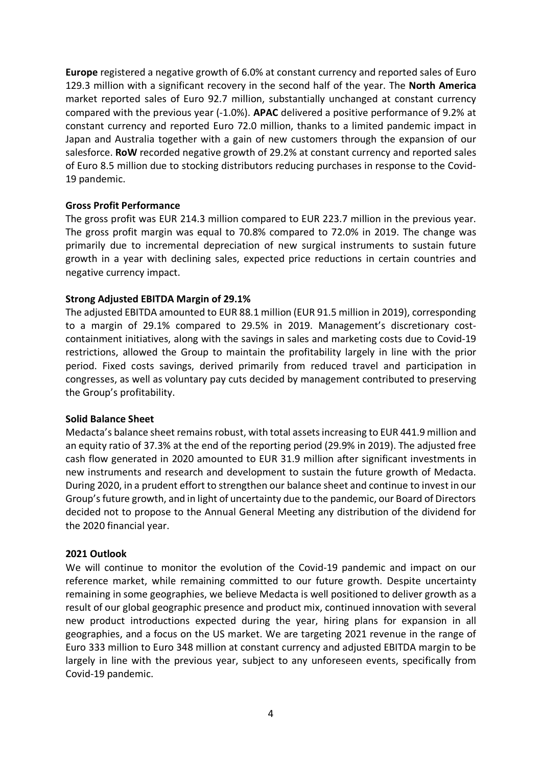**Europe** registered a negative growth of 6.0% at constant currency and reported sales of Euro 129.3 million with a significant recovery in the second half of the year. The **North America** market reported sales of Euro 92.7 million, substantially unchanged at constant currency compared with the previous year (-1.0%). **APAC** delivered a positive performance of 9.2% at constant currency and reported Euro 72.0 million, thanks to a limited pandemic impact in Japan and Australia together with a gain of new customers through the expansion of our salesforce. **RoW** recorded negative growth of 29.2% at constant currency and reported sales of Euro 8.5 million due to stocking distributors reducing purchases in response to the Covid-19 pandemic.

**Gross Profit Performance**

The gross profit was EUR 214.3 million compared to EUR 223.7 million in the previous year. The gross profit margin was equal to 70.8% compared to 72.0% in 2019. The change was primarily due to incremental depreciation of new surgical instruments to sustain future growth in a year with declining sales, expected price reductions in certain countries and negative currency impact.

**Strong Adjusted EBITDA Margin of 29.1%**

The adjusted EBITDA amounted to EUR 88.1 million (EUR 91.5 million in 2019), corresponding to a margin of 29.1% compared to 29.5% in 2019. Management's discretionary cost-containment initiatives, along with the savings in sales and marketing costs due to Covid-19 restrictions, allowed the Group to maintain the profitability largely in line with the prior period. Fixed costs savings, derived primarily from reduced travel and participation in congresses, as well as voluntary pay cuts decided by management contributed to preserving the Group's profitability.

**Solid Balance Sheet**

Medacta's balance sheet remains robust, with total assets increasing to EUR 441.9 million and an equity ratio of 37.3% at the end of the reporting period (29.9% in 2019). The adjusted free cash flow generated in 2020 amounted to EUR 31.9 million after significant investments in new instruments and research and development to sustain the future growth of Medacta. During 2020, in a prudent effort to strengthen our balance sheet and continue to invest in our Group's future growth, and in light of uncertainty due to the pandemic, our Board of Directors decided not to propose to the Annual General Meeting any distribution of the dividend for the 2020 financial year.

**2021 Outlook**

We will continue to monitor the evolution of the Covid-19 pandemic and impact on our reference market, while remaining committed to our future growth. Despite uncertainty remaining in some geographies, we believe Medacta is well positioned to deliver growth as a result of our global geographic presence and product mix, continued innovation with several new product introductions expected during the year, hiring plans for expansion in all geographies, and a focus on the US market. We are targeting 2021 revenue in the range of Euro 333 million to Euro 348 million at constant currency and adjusted EBITDA margin to be largely in line with the previous year, subject to any unforeseen events, specifically from Covid-19 pandemic.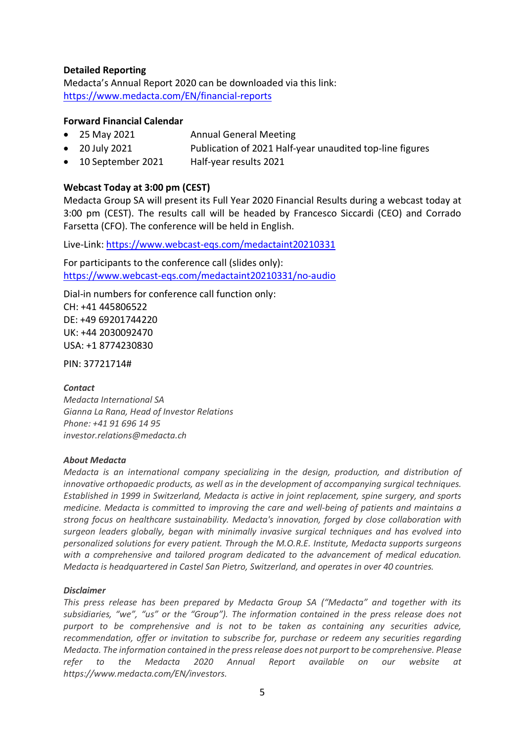**Detailed Reporting**

Medacta's Annual Report 2020 can be downloaded via this link:
https://www.medacta.com/EN/financial-reports

**Forward Financial Calendar**

- 25 May 2021 Annual General Meeting
- 20 July 2021 Publication of 2021 Half-year unaudited top-line figures
- 10 September 2021 Half-year results 2021

**Webcast Today at 3:00 pm (CEST)**

Medacta Group SA will present its Full Year 2020 Financial Results during a webcast today at 3:00 pm (CEST). The results call will be headed by Francesco Siccardi (CEO) and Corrado Farsetta (CFO). The conference will be held in English.

Live-Link: https://www.webcast-eqs.com/medactaint20210331

For participants to the conference call (slides only):
https://www.webcast-eqs.com/medactaint20210331/no-audio

Dial-in numbers for conference call function only:
CH: +41 445806522
DE: +49 69201744220
UK: +44 2030092470
USA: +1 8774230830

PIN: 37721714#

***Contact***

*Medacta International SA*
*Gianna La Rana, Head of Investor Relations*
*Phone: +41 91 696 14 95*
*investor.relations@medacta.ch*

***About Medacta***

*Medacta is an international company specializing in the design, production, and distribution of innovative orthopaedic products, as well as in the development of accompanying surgical techniques. Established in 1999 in Switzerland, Medacta is active in joint replacement, spine surgery, and sports medicine. Medacta is committed to improving the care and well-being of patients and maintains a strong focus on healthcare sustainability. Medacta's innovation, forged by close collaboration with surgeon leaders globally, began with minimally invasive surgical techniques and has evolved into personalized solutions for every patient. Through the M.O.R.E. Institute, Medacta supports surgeons with a comprehensive and tailored program dedicated to the advancement of medical education. Medacta is headquartered in Castel San Pietro, Switzerland, and operates in over 40 countries.*

***Disclaimer***

*This press release has been prepared by Medacta Group SA ("Medacta" and together with its subsidiaries, "we", "us" or the "Group"). The information contained in the press release does not purport to be comprehensive and is not to be taken as containing any securities advice, recommendation, offer or invitation to subscribe for, purchase or redeem any securities regarding Medacta. The information contained in the press release does not purport to be comprehensive. Please refer to the Medacta 2020 Annual Report available on our website at https://www.medacta.com/EN/investors.*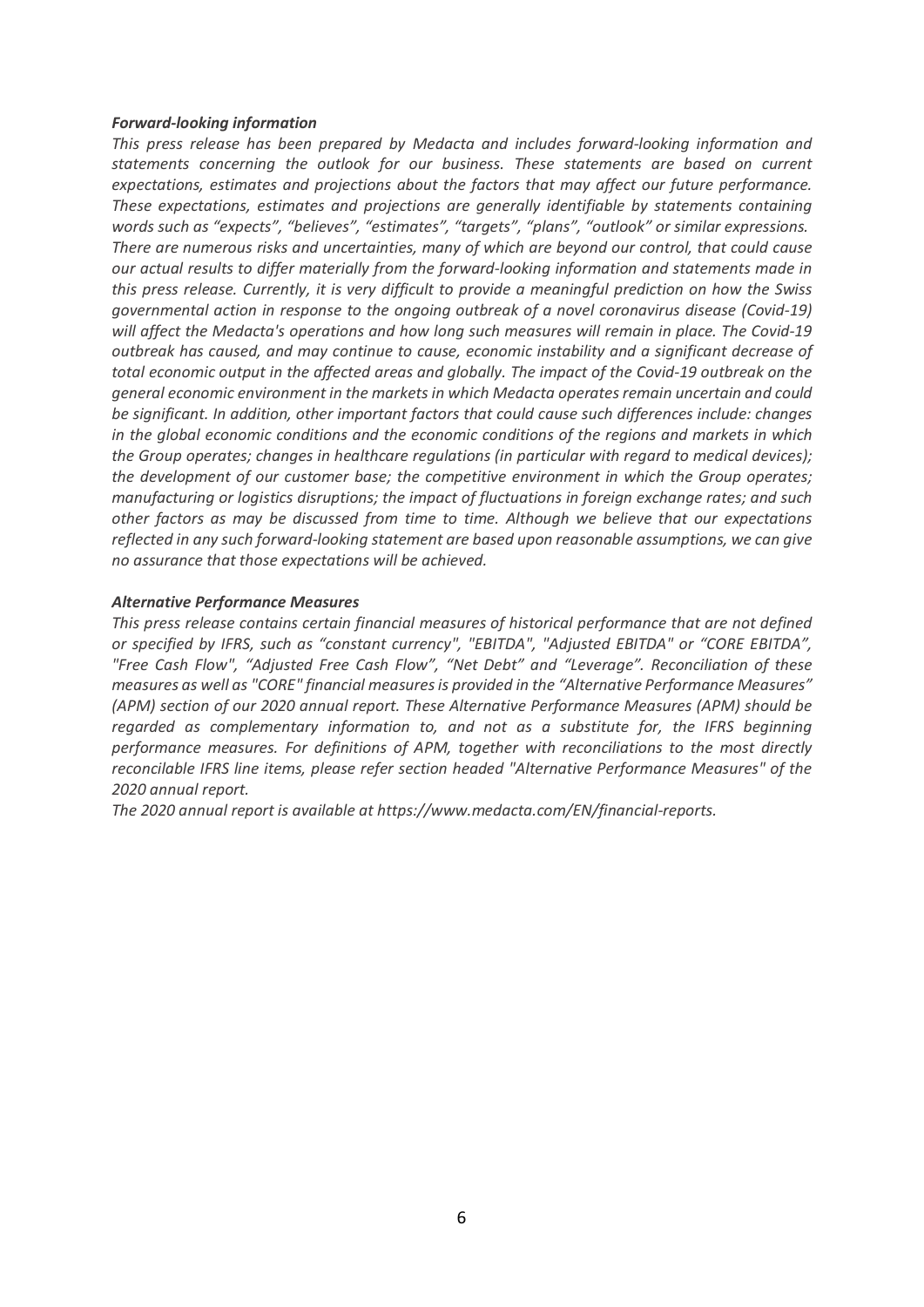***Forward-looking information***

*This press release has been prepared by Medacta and includes forward-looking information and statements concerning the outlook for our business. These statements are based on current expectations, estimates and projections about the factors that may affect our future performance. These expectations, estimates and projections are generally identifiable by statements containing words such as “expects”, “believes”, “estimates”, “targets”, “plans”, “outlook” or similar expressions. There are numerous risks and uncertainties, many of which are beyond our control, that could cause our actual results to differ materially from the forward-looking information and statements made in this press release. Currently, it is very difficult to provide a meaningful prediction on how the Swiss governmental action in response to the ongoing outbreak of a novel coronavirus disease (Covid-19) will affect the Medacta's operations and how long such measures will remain in place. The Covid-19 outbreak has caused, and may continue to cause, economic instability and a significant decrease of total economic output in the affected areas and globally. The impact of the Covid-19 outbreak on the general economic environment in the markets in which Medacta operates remain uncertain and could be significant. In addition, other important factors that could cause such differences include: changes in the global economic conditions and the economic conditions of the regions and markets in which the Group operates; changes in healthcare regulations (in particular with regard to medical devices); the development of our customer base; the competitive environment in which the Group operates; manufacturing or logistics disruptions; the impact of fluctuations in foreign exchange rates; and such other factors as may be discussed from time to time. Although we believe that our expectations reflected in any such forward-looking statement are based upon reasonable assumptions, we can give no assurance that those expectations will be achieved.*

***Alternative Performance Measures***

*This press release contains certain financial measures of historical performance that are not defined or specified by IFRS, such as “constant currency", "EBITDA", "Adjusted EBITDA" or “CORE EBITDA”, "Free Cash Flow", “Adjusted Free Cash Flow”, “Net Debt” and “Leverage”. Reconciliation of these measures as well as "CORE" financial measures is provided in the “Alternative Performance Measures” (APM) section of our 2020 annual report. These Alternative Performance Measures (APM) should be regarded as complementary information to, and not as a substitute for, the IFRS beginning performance measures. For definitions of APM, together with reconciliations to the most directly reconcilable IFRS line items, please refer section headed "Alternative Performance Measures" of the 2020 annual report.*

*The 2020 annual report is available at https://www.medacta.com/EN/financial-reports.*